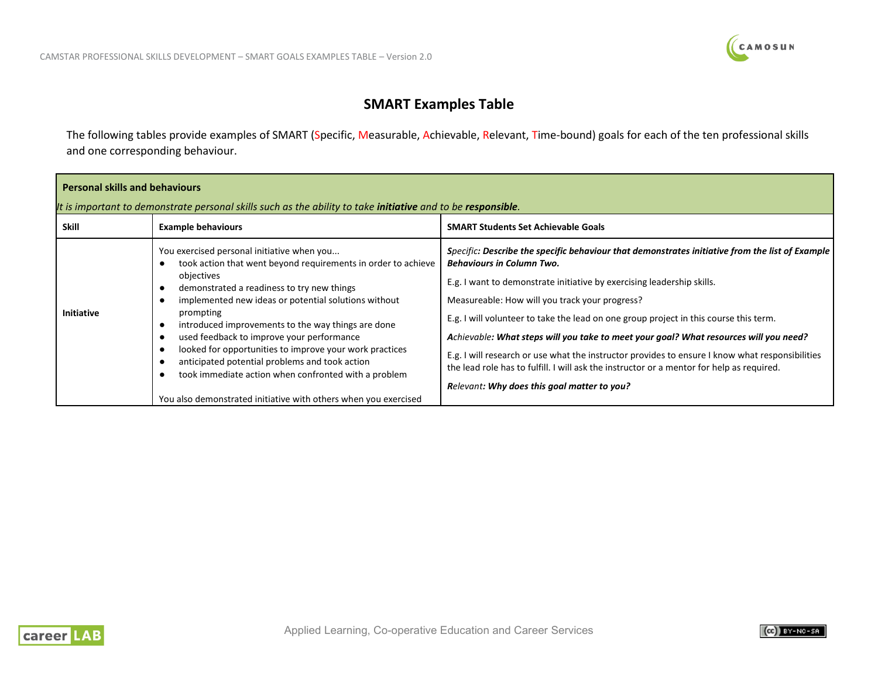# SMART Examples Table

The following tables provide examples of SMART (Specific, Measurable, Achievable, Relevant, Time-bound) goals for each of the ten professional skills and one corresponding behaviour.

| **Personal skills and behaviours**<br>*It is important to demonstrate personal skills such as the ability to take **initiative** and to be **responsible**.* | | |
|---|---|---|
| **Skill** | **Example behaviours** | **SMART Students Set Achievable Goals** |
| **Initiative** | You exercised personal initiative when you...<br>● took action that went beyond requirements in order to achieve objectives<br>● demonstrated a readiness to try new things<br>● implemented new ideas or potential solutions without prompting<br>● introduced improvements to the way things are done<br>● used feedback to improve your performance<br>● looked for opportunities to improve your work practices<br>● anticipated potential problems and took action<br>● took immediate action when confronted with a problem<br><br>You also demonstrated initiative with others when you exercised | *Specific**: Describe the specific behaviour that demonstrates initiative from the list of Example Behaviours in Column Two.***<br><br>E.g. I want to demonstrate initiative by exercising leadership skills.<br><br>Measureable: How will you track your progress?<br><br>E.g. I will volunteer to take the lead on one group project in this course this term.<br><br>*Achievable**: What steps will you take to meet your goal? What resources will you need?***<br><br>E.g. I will research or use what the instructor provides to ensure I know what responsibilities the lead role has to fulfill. I will ask the instructor or a mentor for help as required.<br><br>*Relevant**: Why does this goal matter to you?*** |

Applied Learning, Co-operative Education and Career Services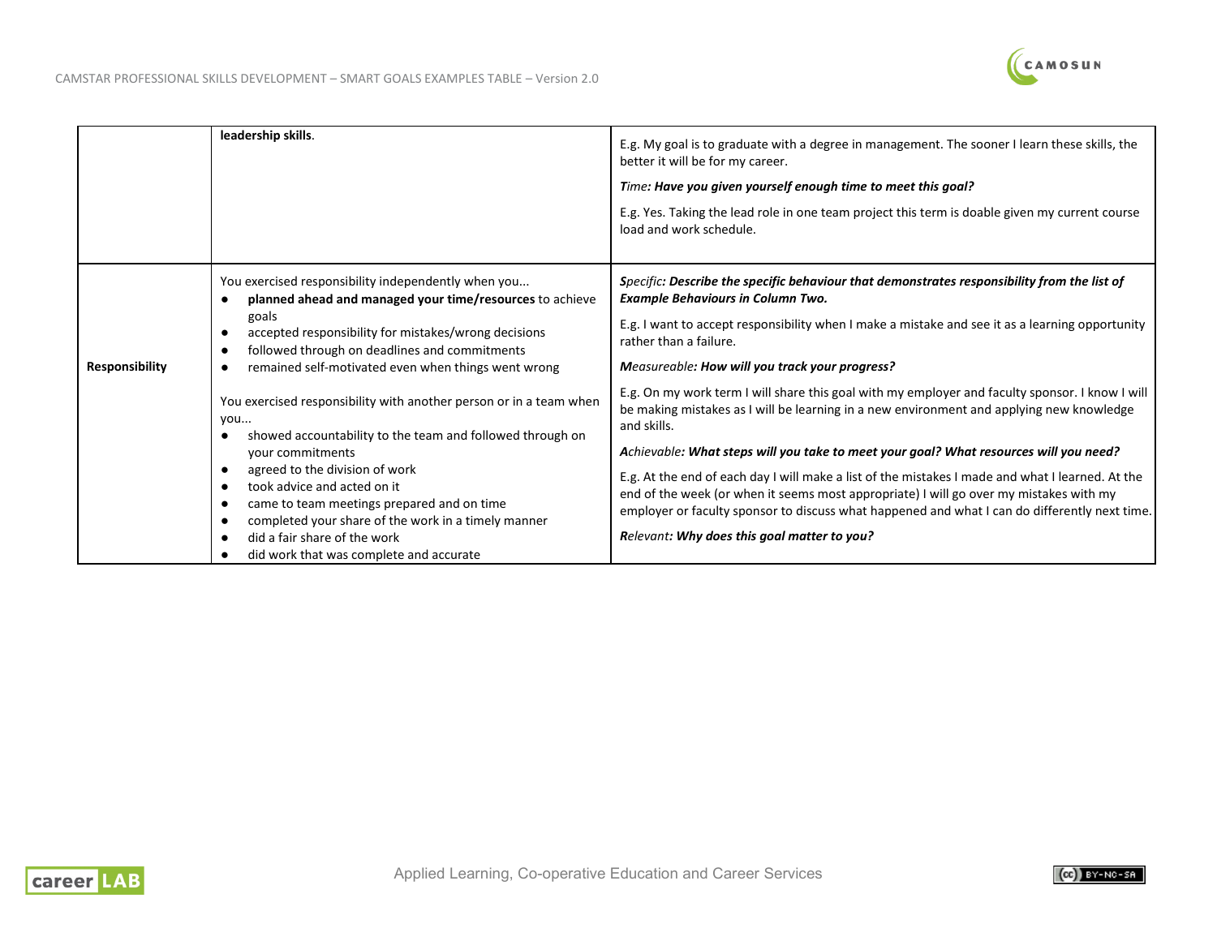| | | |
|---|---|---|
| | **leadership skills**. | E.g. My goal is to graduate with a degree in management. The sooner I learn these skills, the better it will be for my career.<br><br>*T*ime*: **Have you given yourself enough time to meet this goal?***<br><br>E.g. Yes. Taking the lead role in one team project this term is doable given my current course load and work schedule. |
| **Responsibility** | You exercised responsibility independently when you...<br>● **planned ahead and managed your time/resources** to achieve goals<br>● accepted responsibility for mistakes/wrong decisions<br>● followed through on deadlines and commitments<br>● remained self-motivated even when things went wrong<br><br>You exercised responsibility with another person or in a team when you...<br>● showed accountability to the team and followed through on your commitments<br>● agreed to the division of work<br>● took advice and acted on it<br>● came to team meetings prepared and on time<br>● completed your share of the work in a timely manner<br>● did a fair share of the work<br>● did work that was complete and accurate | *S*pecific*: **Describe the specific behaviour that demonstrates responsibility from the list of Example Behaviours in Column Two.***<br><br>E.g. I want to accept responsibility when I make a mistake and see it as a learning opportunity rather than a failure.<br><br>*M*easureable*: **How will you track your progress?***<br><br>E.g. On my work term I will share this goal with my employer and faculty sponsor. I know I will be making mistakes as I will be learning in a new environment and applying new knowledge and skills.<br><br>*A*chievable*: **What steps will you take to meet your goal? What resources will you need?***<br><br>E.g. At the end of each day I will make a list of the mistakes I made and what I learned. At the end of the week (or when it seems most appropriate) I will go over my mistakes with my employer or faculty sponsor to discuss what happened and what I can do differently next time.<br><br>*R*elevant*: **Why does this goal matter to you?*** |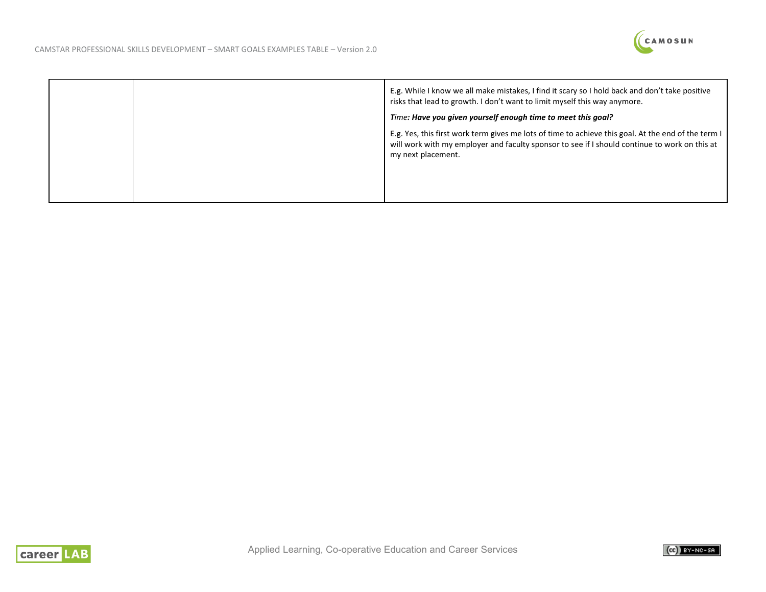| | | |
|---|---|---|
| | | E.g. While I know we all make mistakes, I find it scary so I hold back and don't take positive risks that lead to growth. I don't want to limit myself this way anymore.<br><br>*Time: **Have you given yourself enough time to meet this goal?***<br><br>E.g. Yes, this first work term gives me lots of time to achieve this goal. At the end of the term I will work with my employer and faculty sponsor to see if I should continue to work on this at my next placement. |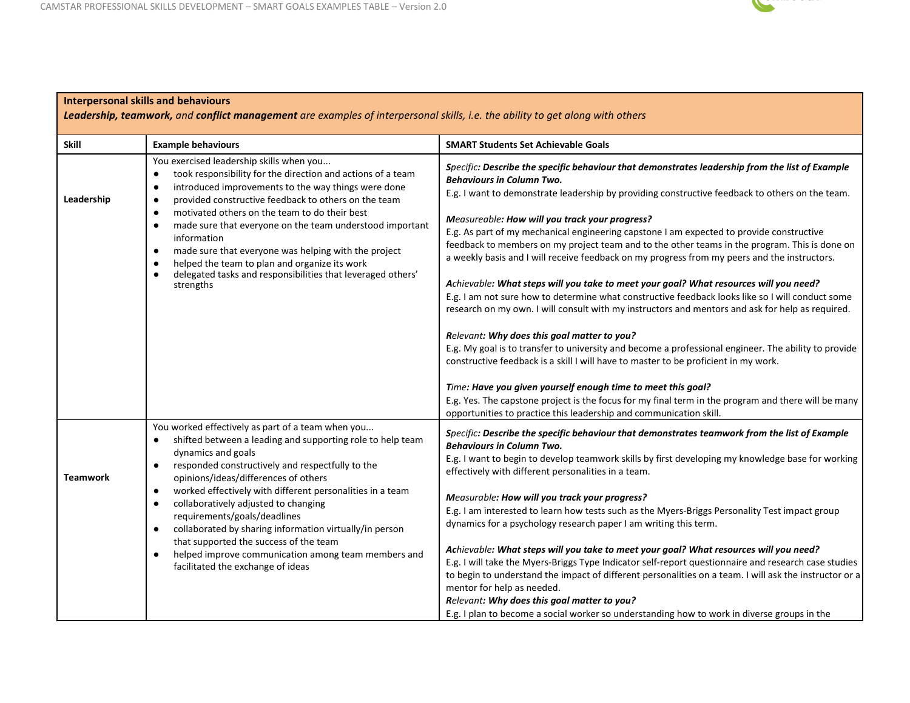**Interpersonal skills and behaviours**

***Leadership, teamwork,*** *and* ***conflict management*** *are examples of interpersonal skills, i.e. the ability to get along with others*

| Skill | Example behaviours | SMART Students Set Achievable Goals |
|---|---|---|
| **Leadership** | You exercised leadership skills when you...<br>● took responsibility for the direction and actions of a team<br>● introduced improvements to the way things were done<br>● provided constructive feedback to others on the team<br>● motivated others on the team to do their best<br>● made sure that everyone on the team understood important information<br>● made sure that everyone was helping with the project<br>● helped the team to plan and organize its work<br>● delegated tasks and responsibilities that leveraged others' strengths | ***S****pecific: Describe the specific behaviour that demonstrates leadership from the list of Example Behaviours in Column Two.*<br>E.g. I want to demonstrate leadership by providing constructive feedback to others on the team.<br><br>***M****easureable: How will you track your progress?*<br>E.g. As part of my mechanical engineering capstone I am expected to provide constructive feedback to members on my project team and to the other teams in the program. This is done on a weekly basis and I will receive feedback on my progress from my peers and the instructors.<br><br>***A****chievable: What steps will you take to meet your goal? What resources will you need?*<br>E.g. I am not sure how to determine what constructive feedback looks like so I will conduct some research on my own. I will consult with my instructors and mentors and ask for help as required.<br><br>***R****elevant: Why does this goal matter to you?*<br>E.g. My goal is to transfer to university and become a professional engineer. The ability to provide constructive feedback is a skill I will have to master to be proficient in my work.<br><br>***T****ime: Have you given yourself enough time to meet this goal?*<br>E.g. Yes. The capstone project is the focus for my final term in the program and there will be many opportunities to practice this leadership and communication skill. |
| **Teamwork** | You worked effectively as part of a team when you...<br>● shifted between a leading and supporting role to help team dynamics and goals<br>● responded constructively and respectfully to the opinions/ideas/differences of others<br>● worked effectively with different personalities in a team<br>● collaboratively adjusted to changing requirements/goals/deadlines<br>● collaborated by sharing information virtually/in person that supported the success of the team<br>● helped improve communication among team members and facilitated the exchange of ideas | ***S****pecific: Describe the specific behaviour that demonstrates teamwork from the list of Example Behaviours in Column Two.*<br>E.g. I want to begin to develop teamwork skills by first developing my knowledge base for working effectively with different personalities in a team.<br><br>***M****easurable: How will you track your progress?*<br>E.g. I am interested to learn how tests such as the Myers-Briggs Personality Test impact group dynamics for a psychology research paper I am writing this term.<br><br>***A****chievable: What steps will you take to meet your goal? What resources will you need?*<br>E.g. I will take the Myers-Briggs Type Indicator self-report questionnaire and research case studies to begin to understand the impact of different personalities on a team. I will ask the instructor or a mentor for help as needed.<br>***R****elevant: Why does this goal matter to you?*<br>E.g. I plan to become a social worker so understanding how to work in diverse groups in the |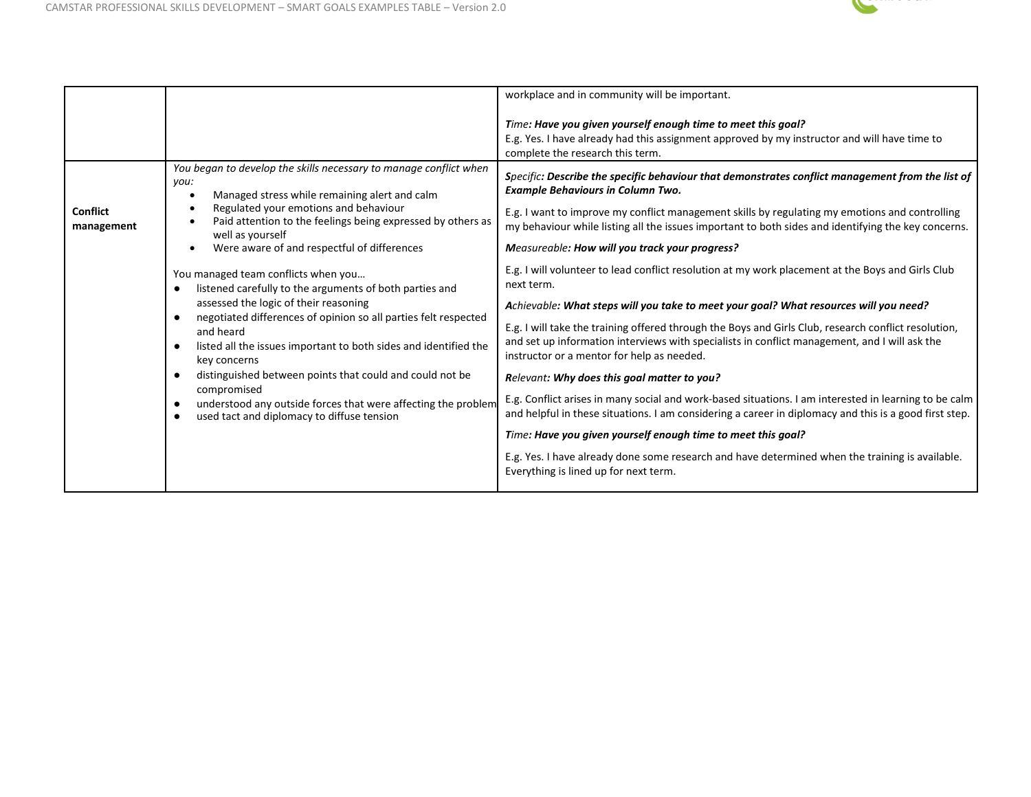| | | |
|---|---|---|
| | | workplace and in community will be important.<br><br>*T**ime**: Have you given yourself enough time to meet this goal?***<br>E.g. Yes. I have already had this assignment approved by my instructor and will have time to complete the research this term. |
| **Conflict management** | *You began to develop the skills necessary to manage conflict when you:*<br>• Managed stress while remaining alert and calm<br>• Regulated your emotions and behaviour<br>• Paid attention to the feelings being expressed by others as well as yourself<br>• Were aware of and respectful of differences<br><br>You managed team conflicts when you…<br>• listened carefully to the arguments of both parties and assessed the logic of their reasoning<br>• negotiated differences of opinion so all parties felt respected and heard<br>• listed all the issues important to both sides and identified the key concerns<br>• distinguished between points that could and could not be compromised<br>• understood any outside forces that were affecting the problem<br>• used tact and diplomacy to diffuse tension | ***S**pecific**: Describe the specific behaviour that demonstrates conflict management from the list of Example Behaviours in Column Two.***<br><br>E.g. I want to improve my conflict management skills by regulating my emotions and controlling my behaviour while listing all the issues important to both sides and identifying the key concerns.<br><br>***M**easureable**: How will you track your progress?***<br><br>E.g. I will volunteer to lead conflict resolution at my work placement at the Boys and Girls Club next term.<br><br>***A**chievable**: What steps will you take to meet your goal? What resources will you need?***<br><br>E.g. I will take the training offered through the Boys and Girls Club, research conflict resolution, and set up information interviews with specialists in conflict management, and I will ask the instructor or a mentor for help as needed.<br><br>***R**elevant**: Why does this goal matter to you?***<br><br>E.g. Conflict arises in many social and work-based situations. I am interested in learning to be calm and helpful in these situations. I am considering a career in diplomacy and this is a good first step.<br><br>***T**ime**: Have you given yourself enough time to meet this goal?***<br><br>E.g. Yes. I have already done some research and have determined when the training is available. Everything is lined up for next term. |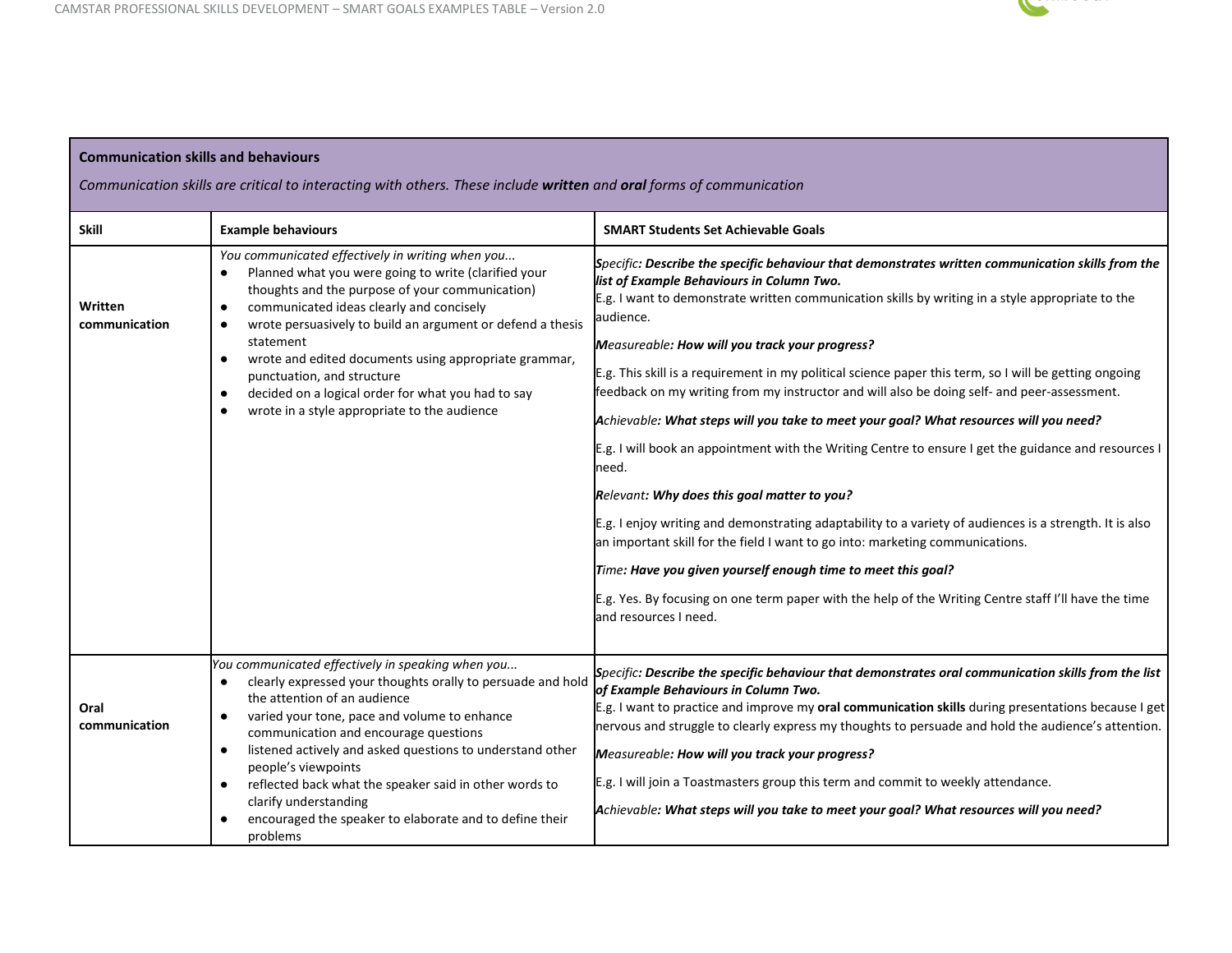| **Communication skills and behaviours**<br>*Communication skills are critical to interacting with others. These include **written** and **oral** forms of communication* | | |
|---|---|---|
| **Skill** | **Example behaviours** | **SMART Students Set Achievable Goals** |
| **Written communication** | *You communicated effectively in writing when you...*<br>● Planned what you were going to write (clarified your thoughts and the purpose of your communication)<br>● communicated ideas clearly and concisely<br>● wrote persuasively to build an argument or defend a thesis statement<br>● wrote and edited documents using appropriate grammar, punctuation, and structure<br>● decided on a logical order for what you had to say<br>● wrote in a style appropriate to the audience | ***S**pecific: Describe the specific behaviour that demonstrates written communication skills from the list of Example Behaviours in Column Two.*<br>E.g. I want to demonstrate written communication skills by writing in a style appropriate to the audience.<br>***M**easureable: How will you track your progress?*<br>E.g. This skill is a requirement in my political science paper this term, so I will be getting ongoing feedback on my writing from my instructor and will also be doing self- and peer-assessment.<br>***A**chievable: What steps will you take to meet your goal? What resources will you need?*<br>E.g. I will book an appointment with the Writing Centre to ensure I get the guidance and resources I need.<br>***R**elevant: Why does this goal matter to you?*<br>E.g. I enjoy writing and demonstrating adaptability to a variety of audiences is a strength. It is also an important skill for the field I want to go into: marketing communications.<br>***T**ime: Have you given yourself enough time to meet this goal?*<br>E.g. Yes. By focusing on one term paper with the help of the Writing Centre staff I'll have the time and resources I need. |
| **Oral communication** | *You communicated effectively in speaking when you...*<br>● clearly expressed your thoughts orally to persuade and hold the attention of an audience<br>● varied your tone, pace and volume to enhance communication and encourage questions<br>● listened actively and asked questions to understand other people's viewpoints<br>● reflected back what the speaker said in other words to clarify understanding<br>● encouraged the speaker to elaborate and to define their problems | ***S**pecific: Describe the specific behaviour that demonstrates oral communication skills from the list of Example Behaviours in Column Two.*<br>E.g. I want to practice and improve my **oral communication skills** during presentations because I get nervous and struggle to clearly express my thoughts to persuade and hold the audience's attention.<br>***M**easureable: How will you track your progress?*<br>E.g. I will join a Toastmasters group this term and commit to weekly attendance.<br>***A**chievable: What steps will you take to meet your goal? What resources will you need?* |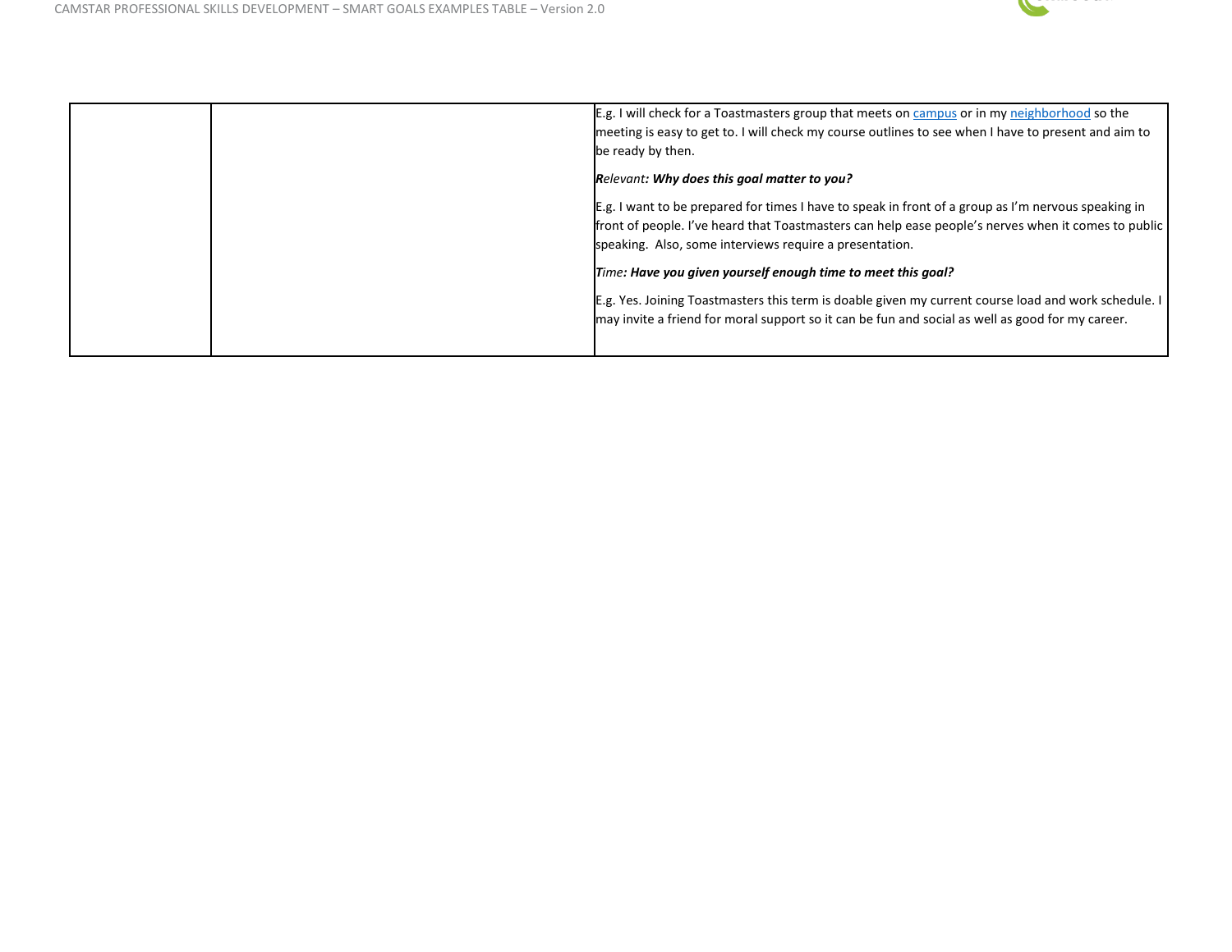|  |  | E.g. I will check for a Toastmasters group that meets on campus or in my neighborhood so the meeting is easy to get to. I will check my course outlines to see when I have to present and aim to be ready by then.<br><br>***R**elevant: Why does this goal matter to you?*<br><br>E.g. I want to be prepared for times I have to speak in front of a group as I'm nervous speaking in front of people. I've heard that Toastmasters can help ease people's nerves when it comes to public speaking. Also, some interviews require a presentation.<br><br>***T**ime: Have you given yourself enough time to meet this goal?*<br><br>E.g. Yes. Joining Toastmasters this term is doable given my current course load and work schedule. I may invite a friend for moral support so it can be fun and social as well as good for my career. |
|---|---|---|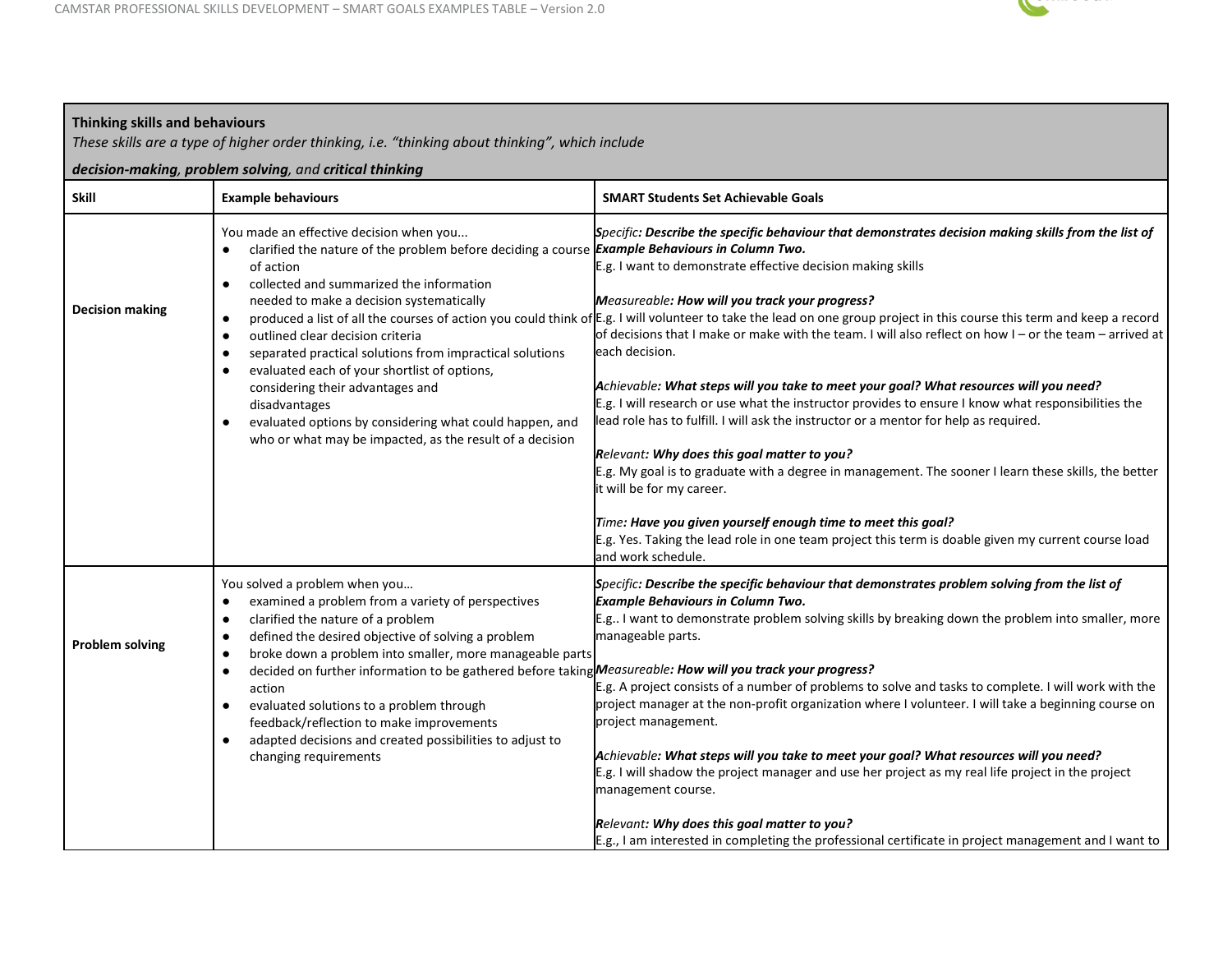| **Thinking skills and behaviours**<br>*These skills are a type of higher order thinking, i.e. "thinking about thinking", which include* ***decision-making****,* ***problem solving****, and* ***critical thinking*** | | |
|---|---|---|
| **Skill** | **Example behaviours** | **SMART Students Set Achievable Goals** |
| **Decision making** | You made an effective decision when you...<br>● clarified the nature of the problem before deciding a course of action<br>● collected and summarized the information needed to make a decision systematically<br>● produced a list of all the courses of action you could think of<br>● outlined clear decision criteria<br>● separated practical solutions from impractical solutions<br>● evaluated each of your shortlist of options, considering their advantages and disadvantages<br>● evaluated options by considering what could happen, and who or what may be impacted, as the result of a decision | ***S****pecific****: Describe the specific behaviour that demonstrates decision making skills from the list of Example Behaviours in Column Two.***<br>E.g. I want to demonstrate effective decision making skills<br><br>***M****easureable****: How will you track your progress?***<br>E.g. I will volunteer to take the lead on one group project in this course this term and keep a record of decisions that I make or make with the team. I will also reflect on how I – or the team – arrived at each decision.<br><br>***A****chievable****: What steps will you take to meet your goal? What resources will you need?***<br>E.g. I will research or use what the instructor provides to ensure I know what responsibilities the lead role has to fulfill. I will ask the instructor or a mentor for help as required.<br><br>***R****elevant****: Why does this goal matter to you?***<br>E.g. My goal is to graduate with a degree in management. The sooner I learn these skills, the better it will be for my career.<br><br>***T****ime****: Have you given yourself enough time to meet this goal?***<br>E.g. Yes. Taking the lead role in one team project this term is doable given my current course load and work schedule. |
| **Problem solving** | You solved a problem when you…<br>● examined a problem from a variety of perspectives<br>● clarified the nature of a problem<br>● defined the desired objective of solving a problem<br>● broke down a problem into smaller, more manageable parts<br>● decided on further information to be gathered before taking action<br>● evaluated solutions to a problem through feedback/reflection to make improvements<br>● adapted decisions and created possibilities to adjust to changing requirements | ***S****pecific****: Describe the specific behaviour that demonstrates problem solving from the list of Example Behaviours in Column Two.***<br>E.g.. I want to demonstrate problem solving skills by breaking down the problem into smaller, more manageable parts.<br><br>***M****easureable****: How will you track your progress?***<br>E.g. A project consists of a number of problems to solve and tasks to complete. I will work with the project manager at the non-profit organization where I volunteer. I will take a beginning course on project management.<br><br>***A****chievable****: What steps will you take to meet your goal? What resources will you need?***<br>E.g. I will shadow the project manager and use her project as my real life project in the project management course.<br><br>***R****elevant****: Why does this goal matter to you?***<br>E.g., I am interested in completing the professional certificate in project management and I want to |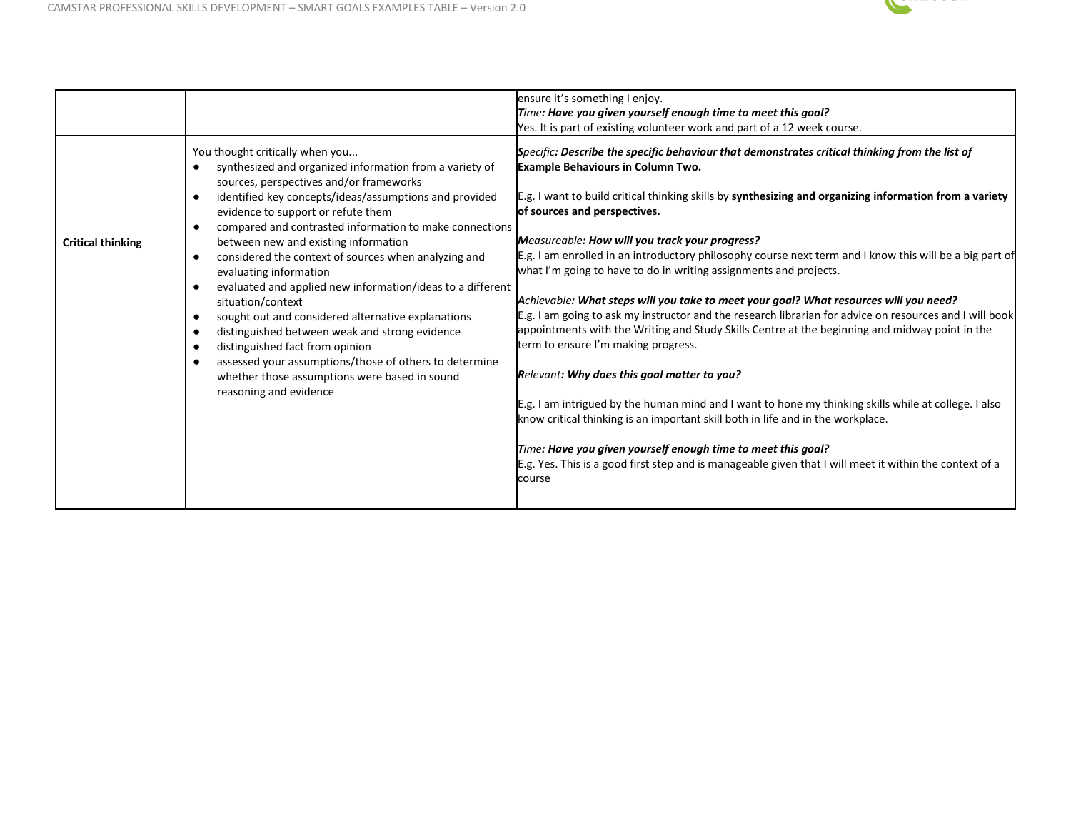| | | |
|---|---|---|
| | | ensure it's something I enjoy.<br>*Time: Have you given yourself enough time to meet this goal?*<br>Yes. It is part of existing volunteer work and part of a 12 week course. |
| **Critical thinking** | You thought critically when you...<br>● synthesized and organized information from a variety of sources, perspectives and/or frameworks<br>● identified key concepts/ideas/assumptions and provided evidence to support or refute them<br>● compared and contrasted information to make connections between new and existing information<br>● considered the context of sources when analyzing and evaluating information<br>● evaluated and applied new information/ideas to a different situation/context<br>● sought out and considered alternative explanations<br>● distinguished between weak and strong evidence<br>● distinguished fact from opinion<br>● assessed your assumptions/those of others to determine whether those assumptions were based in sound reasoning and evidence | *Specific*: ***Describe the specific behaviour that demonstrates critical thinking from the list of Example Behaviours in Column Two.***<br><br>E.g. I want to build critical thinking skills by **synthesizing and organizing information from a variety of sources and perspectives.**<br><br>*Measureable*: ***How will you track your progress?***<br>E.g. I am enrolled in an introductory philosophy course next term and I know this will be a big part of what I'm going to have to do in writing assignments and projects.<br><br>*Achievable*: ***What steps will you take to meet your goal? What resources will you need?***<br>E.g. I am going to ask my instructor and the research librarian for advice on resources and I will book appointments with the Writing and Study Skills Centre at the beginning and midway point in the term to ensure I'm making progress.<br><br>*Relevant*: ***Why does this goal matter to you?***<br><br>E.g. I am intrigued by the human mind and I want to hone my thinking skills while at college. I also know critical thinking is an important skill both in life and in the workplace.<br><br>*Time*: ***Have you given yourself enough time to meet this goal?***<br>E.g. Yes. This is a good first step and is manageable given that I will meet it within the context of a course |